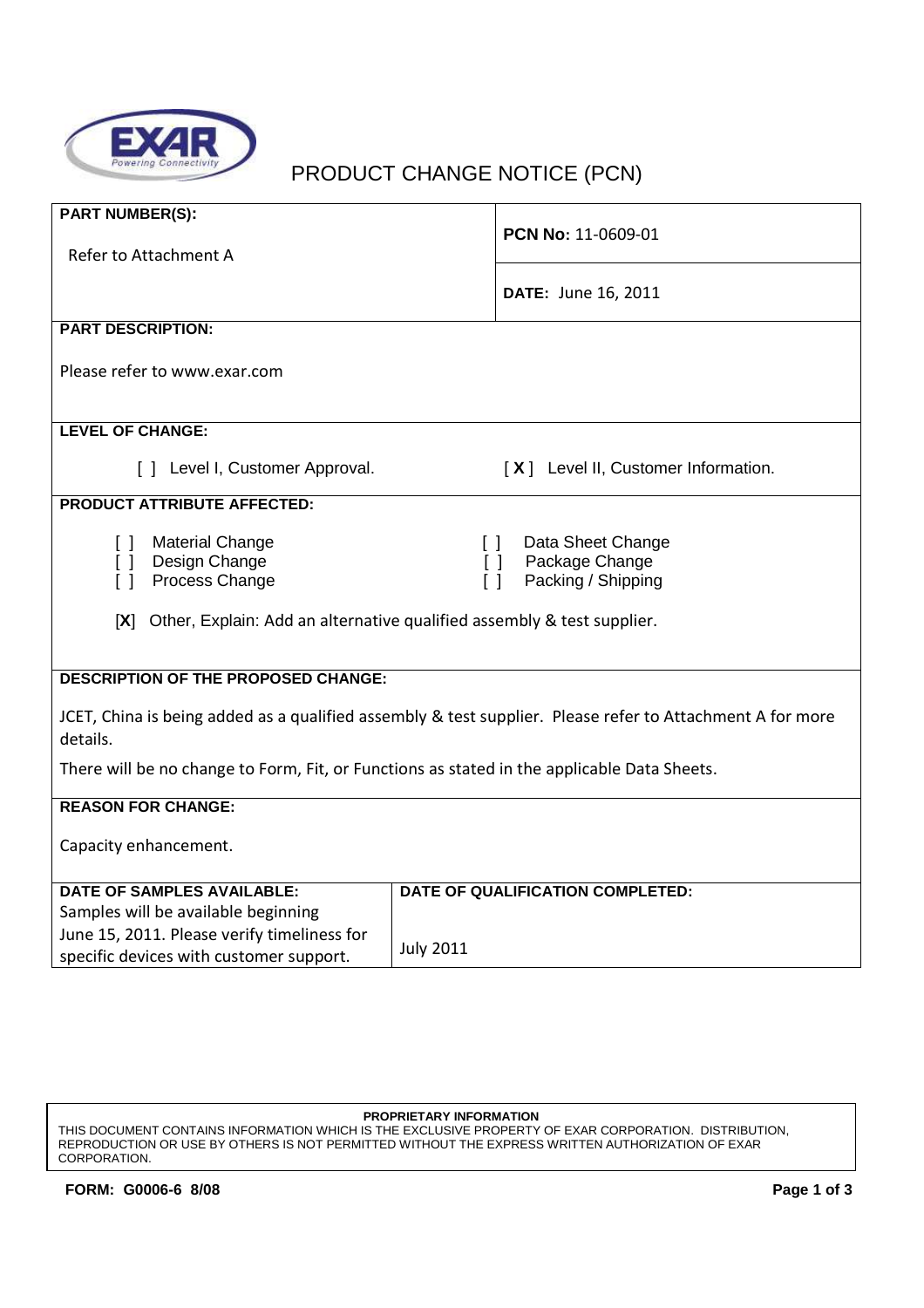# PRODUCT CHANGE NOTICE (PCN)

| **PART NUMBER(S):** Refer to Attachment A | **PCN No**: 11-0609-01 |
|---|---|
| | **DATE:** June 16, 2011 |

**PART DESCRIPTION:**

Please refer to www.exar.com

**LEVEL OF CHANGE:**

[ ] Level I, Customer Approval.  [ **X** ] Level II, Customer Information.

**PRODUCT ATTRIBUTE AFFECTED:**

- [ ] Material Change
- [ ] Design Change
- [ ] Process Change
- [ ] Data Sheet Change
- [ ] Package Change
- [ ] Packing / Shipping

[**X**] Other, Explain: Add an alternative qualified assembly & test supplier.

**DESCRIPTION OF THE PROPOSED CHANGE:**

JCET, China is being added as a qualified assembly & test supplier. Please refer to Attachment A for more details.

There will be no change to Form, Fit, or Functions as stated in the applicable Data Sheets.

**REASON FOR CHANGE:**

Capacity enhancement.

| **DATE OF SAMPLES AVAILABLE:** | **DATE OF QUALIFICATION COMPLETED:** |
|---|---|
| Samples will be available beginning June 15, 2011. Please verify timeliness for specific devices with customer support. | July 2011 |

**PROPRIETARY INFORMATION**

THIS DOCUMENT CONTAINS INFORMATION WHICH IS THE EXCLUSIVE PROPERTY OF EXAR CORPORATION. DISTRIBUTION, REPRODUCTION OR USE BY OTHERS IS NOT PERMITTED WITHOUT THE EXPRESS WRITTEN AUTHORIZATION OF EXAR CORPORATION.

**FORM: G0006-6 8/08**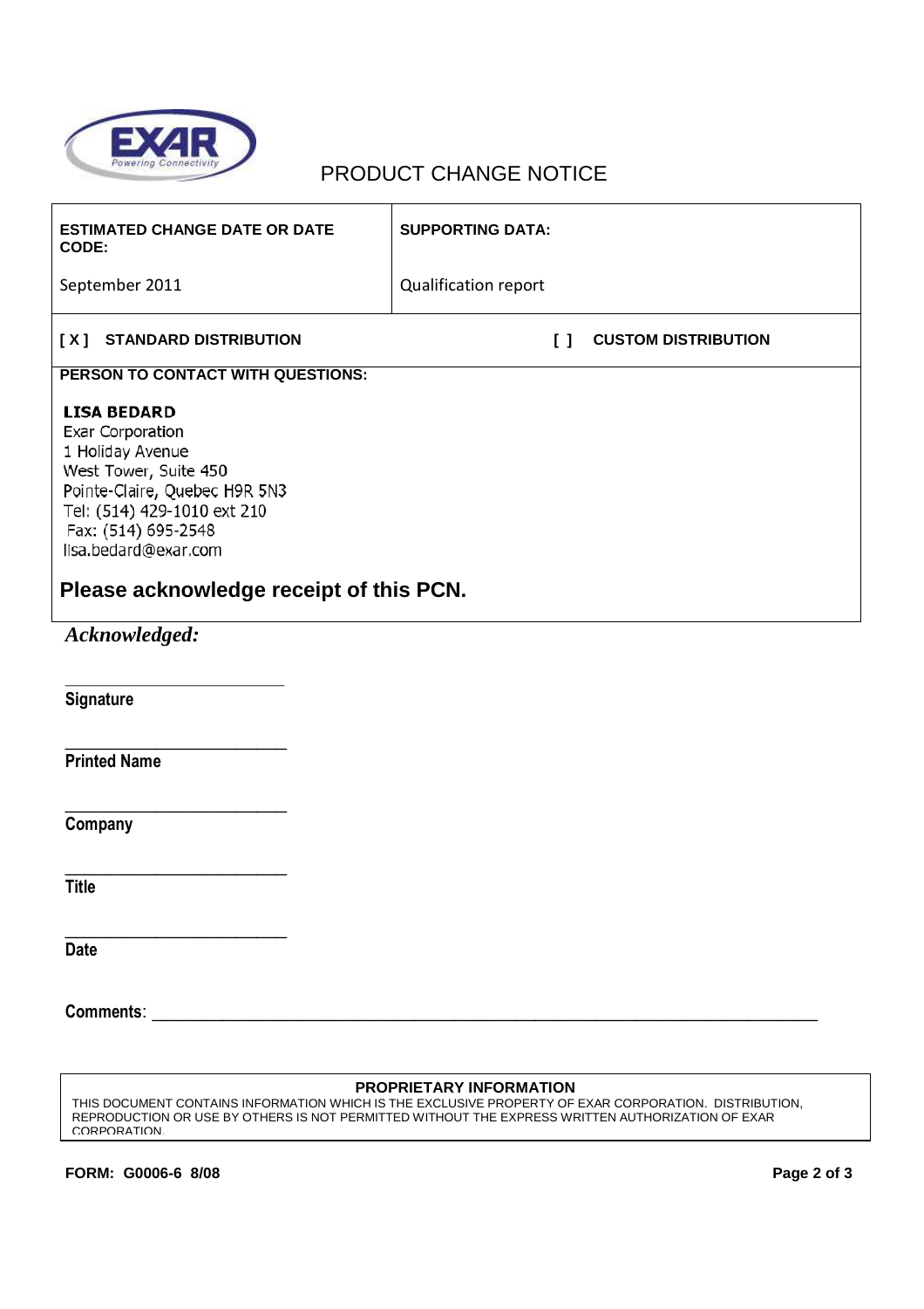# PRODUCT CHANGE NOTICE

| ESTIMATED CHANGE DATE OR DATE CODE: | SUPPORTING DATA: |
|---|---|
| September 2011 | Qualification report |

**[ X ] STANDARD DISTRIBUTION** **[ ] CUSTOM DISTRIBUTION**

**PERSON TO CONTACT WITH QUESTIONS:**

**LISA BEDARD**
Exar Corporation
1 Holiday Avenue
West Tower, Suite 450
Pointe-Claire, Quebec H9R 5N3
Tel: (514) 429-1010 ext 210
Fax: (514) 695-2548
lisa.bedard@exar.com

## Please acknowledge receipt of this PCN.

***Acknowledged:***

\_\_\_\_\_\_\_\_\_\_\_\_\_\_\_\_\_\_\_\_\_\_\_\_\_\_

**Signature**

\_\_\_\_\_\_\_\_\_\_\_\_\_\_\_\_\_\_\_\_\_\_\_\_\_\_

**Printed Name**

\_\_\_\_\_\_\_\_\_\_\_\_\_\_\_\_\_\_\_\_\_\_\_\_\_\_

**Company**

\_\_\_\_\_\_\_\_\_\_\_\_\_\_\_\_\_\_\_\_\_\_\_\_\_\_

**Title**

\_\_\_\_\_\_\_\_\_\_\_\_\_\_\_\_\_\_\_\_\_\_\_\_\_\_

**Date**

**Comments**: \_\_\_\_\_\_\_\_\_\_\_\_\_\_\_\_\_\_\_\_\_\_\_\_\_\_\_\_\_\_\_\_\_\_\_\_\_\_\_\_\_\_\_\_\_\_\_\_\_\_\_\_\_\_\_\_\_\_\_\_\_\_\_\_\_\_\_\_\_\_\_\_\_\_\_\_

**PROPRIETARY INFORMATION**

THIS DOCUMENT CONTAINS INFORMATION WHICH IS THE EXCLUSIVE PROPERTY OF EXAR CORPORATION. DISTRIBUTION, REPRODUCTION OR USE BY OTHERS IS NOT PERMITTED WITHOUT THE EXPRESS WRITTEN AUTHORIZATION OF EXAR CORPORATION.

**FORM: G0006-6 8/08**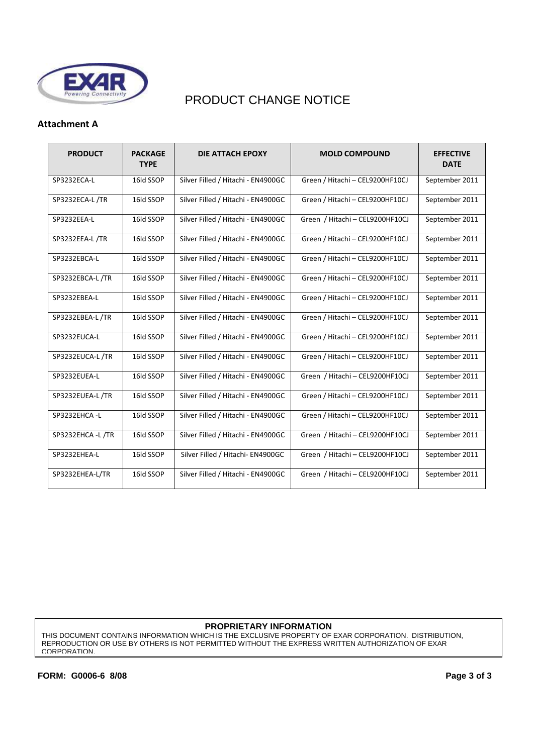# PRODUCT CHANGE NOTICE

### Attachment A

| PRODUCT | PACKAGE TYPE | DIE ATTACH EPOXY | MOLD COMPOUND | EFFECTIVE DATE |
|---|---|---|---|---|
| SP3232ECA-L | 16ld SSOP | Silver Filled / Hitachi - EN4900GC | Green / Hitachi – CEL9200HF10CJ | September 2011 |
| SP3232ECA-L /TR | 16ld SSOP | Silver Filled / Hitachi - EN4900GC | Green / Hitachi – CEL9200HF10CJ | September 2011 |
| SP3232EEA-L | 16ld SSOP | Silver Filled / Hitachi - EN4900GC | Green / Hitachi – CEL9200HF10CJ | September 2011 |
| SP3232EEA-L /TR | 16ld SSOP | Silver Filled / Hitachi - EN4900GC | Green / Hitachi – CEL9200HF10CJ | September 2011 |
| SP3232EBCA-L | 16ld SSOP | Silver Filled / Hitachi - EN4900GC | Green / Hitachi – CEL9200HF10CJ | September 2011 |
| SP3232EBCA-L /TR | 16ld SSOP | Silver Filled / Hitachi - EN4900GC | Green / Hitachi – CEL9200HF10CJ | September 2011 |
| SP3232EBEA-L | 16ld SSOP | Silver Filled / Hitachi - EN4900GC | Green / Hitachi – CEL9200HF10CJ | September 2011 |
| SP3232EBEA-L /TR | 16ld SSOP | Silver Filled / Hitachi - EN4900GC | Green / Hitachi – CEL9200HF10CJ | September 2011 |
| SP3232EUCA-L | 16ld SSOP | Silver Filled / Hitachi - EN4900GC | Green / Hitachi – CEL9200HF10CJ | September 2011 |
| SP3232EUCA-L /TR | 16ld SSOP | Silver Filled / Hitachi - EN4900GC | Green / Hitachi – CEL9200HF10CJ | September 2011 |
| SP3232EUEA-L | 16ld SSOP | Silver Filled / Hitachi - EN4900GC | Green / Hitachi – CEL9200HF10CJ | September 2011 |
| SP3232EUEA-L /TR | 16ld SSOP | Silver Filled / Hitachi - EN4900GC | Green / Hitachi – CEL9200HF10CJ | September 2011 |
| SP3232EHCA -L | 16ld SSOP | Silver Filled / Hitachi - EN4900GC | Green / Hitachi – CEL9200HF10CJ | September 2011 |
| SP3232EHCA -L /TR | 16ld SSOP | Silver Filled / Hitachi - EN4900GC | Green / Hitachi – CEL9200HF10CJ | September 2011 |
| SP3232EHEA-L | 16ld SSOP | Silver Filled / Hitachi- EN4900GC | Green / Hitachi – CEL9200HF10CJ | September 2011 |
| SP3232EHEA-L/TR | 16ld SSOP | Silver Filled / Hitachi - EN4900GC | Green / Hitachi – CEL9200HF10CJ | September 2011 |

**PROPRIETARY INFORMATION**

THIS DOCUMENT CONTAINS INFORMATION WHICH IS THE EXCLUSIVE PROPERTY OF EXAR CORPORATION. DISTRIBUTION, REPRODUCTION OR USE BY OTHERS IS NOT PERMITTED WITHOUT THE EXPRESS WRITTEN AUTHORIZATION OF EXAR CORPORATION.

**FORM: G0006-6 8/08**